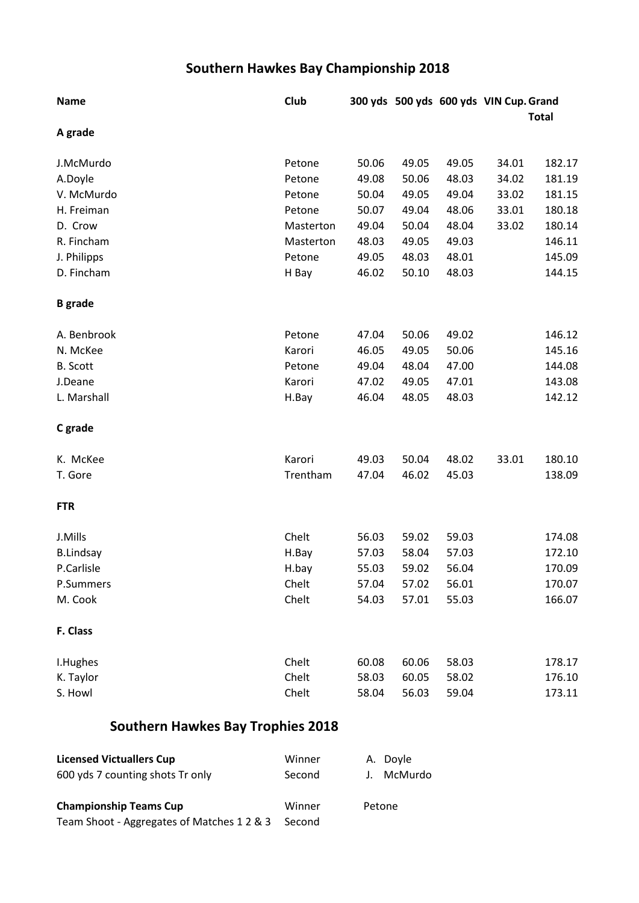# Southern Hawkes Bay Championship 2018

| Name | Club | 300 yds | 500 yds | 600 yds | VIN Cup. | Grand Total |
|---|---|---|---|---|---|---|
| **A grade** | | | | | | |
| J.McMurdo | Petone | 50.06 | 49.05 | 49.05 | 34.01 | 182.17 |
| A.Doyle | Petone | 49.08 | 50.06 | 48.03 | 34.02 | 181.19 |
| V. McMurdo | Petone | 50.04 | 49.05 | 49.04 | 33.02 | 181.15 |
| H. Freiman | Petone | 50.07 | 49.04 | 48.06 | 33.01 | 180.18 |
| D. Crow | Masterton | 49.04 | 50.04 | 48.04 | 33.02 | 180.14 |
| R. Fincham | Masterton | 48.03 | 49.05 | 49.03 | | 146.11 |
| J. Philipps | Petone | 49.05 | 48.03 | 48.01 | | 145.09 |
| D. Fincham | H Bay | 46.02 | 50.10 | 48.03 | | 144.15 |
| **B grade** | | | | | | |
| A. Benbrook | Petone | 47.04 | 50.06 | 49.02 | | 146.12 |
| N. McKee | Karori | 46.05 | 49.05 | 50.06 | | 145.16 |
| B. Scott | Petone | 49.04 | 48.04 | 47.00 | | 144.08 |
| J.Deane | Karori | 47.02 | 49.05 | 47.01 | | 143.08 |
| L. Marshall | H.Bay | 46.04 | 48.05 | 48.03 | | 142.12 |
| **C grade** | | | | | | |
| K. McKee | Karori | 49.03 | 50.04 | 48.02 | 33.01 | 180.10 |
| T. Gore | Trentham | 47.04 | 46.02 | 45.03 | | 138.09 |
| **FTR** | | | | | | |
| J.Mills | Chelt | 56.03 | 59.02 | 59.03 | | 174.08 |
| B.Lindsay | H.Bay | 57.03 | 58.04 | 57.03 | | 172.10 |
| P.Carlisle | H.bay | 55.03 | 59.02 | 56.04 | | 170.09 |
| P.Summers | Chelt | 57.04 | 57.02 | 56.01 | | 170.07 |
| M. Cook | Chelt | 54.03 | 57.01 | 55.03 | | 166.07 |
| **F. Class** | | | | | | |
| I.Hughes | Chelt | 60.08 | 60.06 | 58.03 | | 178.17 |
| K. Taylor | Chelt | 58.03 | 60.05 | 58.02 | | 176.10 |
| S. Howl | Chelt | 58.04 | 56.03 | 59.04 | | 173.11 |

# Southern Hawkes Bay Trophies 2018

| | | |
|---|---|---|
| **Licensed Victuallers Cup** | Winner | A. Doyle |
| 600 yds 7 counting shots Tr only | Second | J. McMurdo |
| **Championship Teams Cup** | Winner | Petone |
| Team Shoot - Aggregates of Matches 1 2 & 3 | Second | |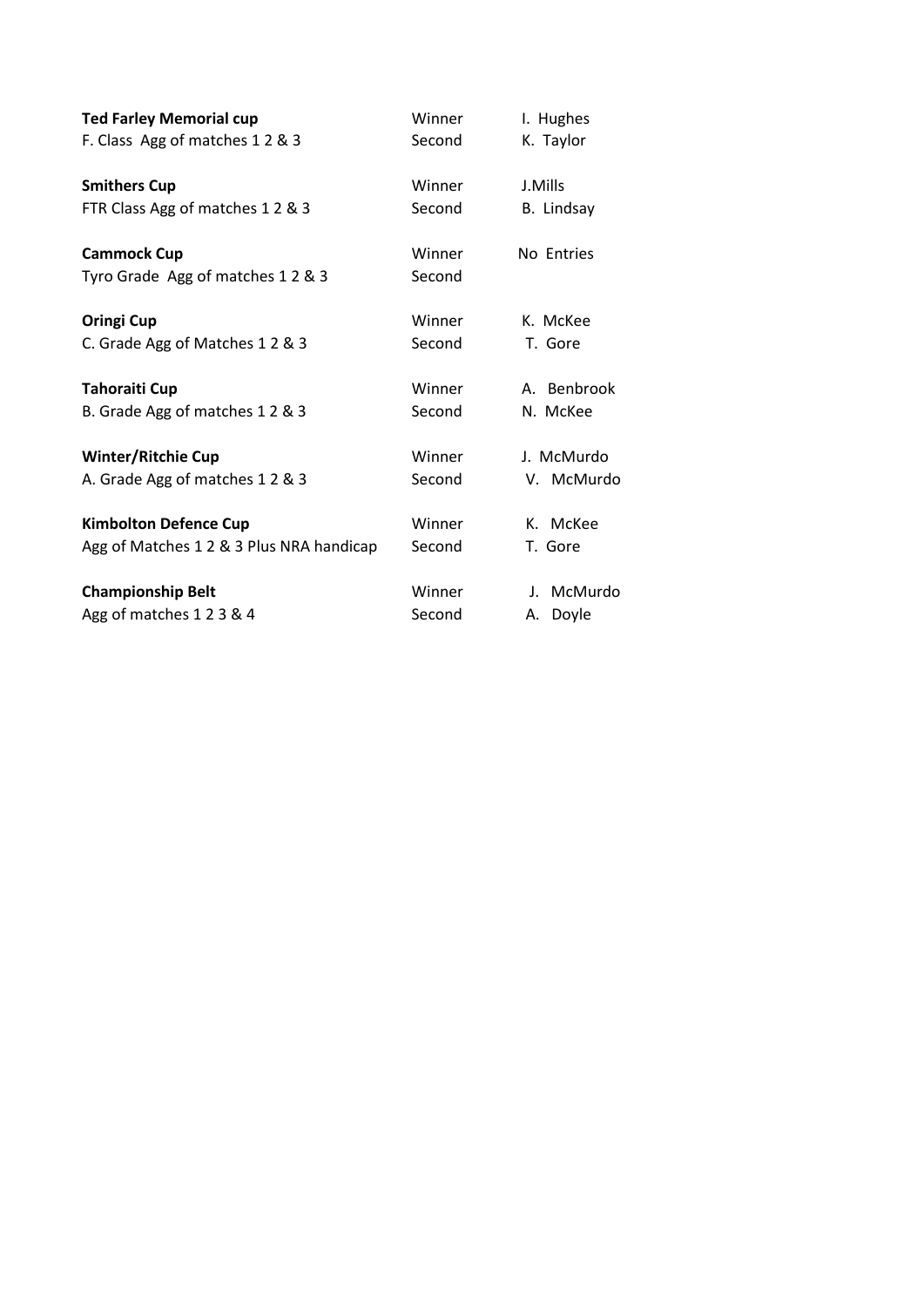| | | |
|---|---|---|
| **Ted Farley Memorial cup** | Winner | I. Hughes |
| F. Class Agg of matches 1 2 & 3 | Second | K. Taylor |
| **Smithers Cup** | Winner | J.Mills |
| FTR Class Agg of matches 1 2 & 3 | Second | B. Lindsay |
| **Cammock Cup** | Winner | No Entries |
| Tyro Grade Agg of matches 1 2 & 3 | Second | |
| **Oringi Cup** | Winner | K. McKee |
| C. Grade Agg of Matches 1 2 & 3 | Second | T. Gore |
| **Tahoraiti Cup** | Winner | A. Benbrook |
| B. Grade Agg of matches 1 2 & 3 | Second | N. McKee |
| **Winter/Ritchie Cup** | Winner | J. McMurdo |
| A. Grade Agg of matches 1 2 & 3 | Second | V. McMurdo |
| **Kimbolton Defence Cup** | Winner | K. McKee |
| Agg of Matches 1 2 & 3 Plus NRA handicap | Second | T. Gore |
| **Championship Belt** | Winner | J. McMurdo |
| Agg of matches 1 2 3 & 4 | Second | A. Doyle |